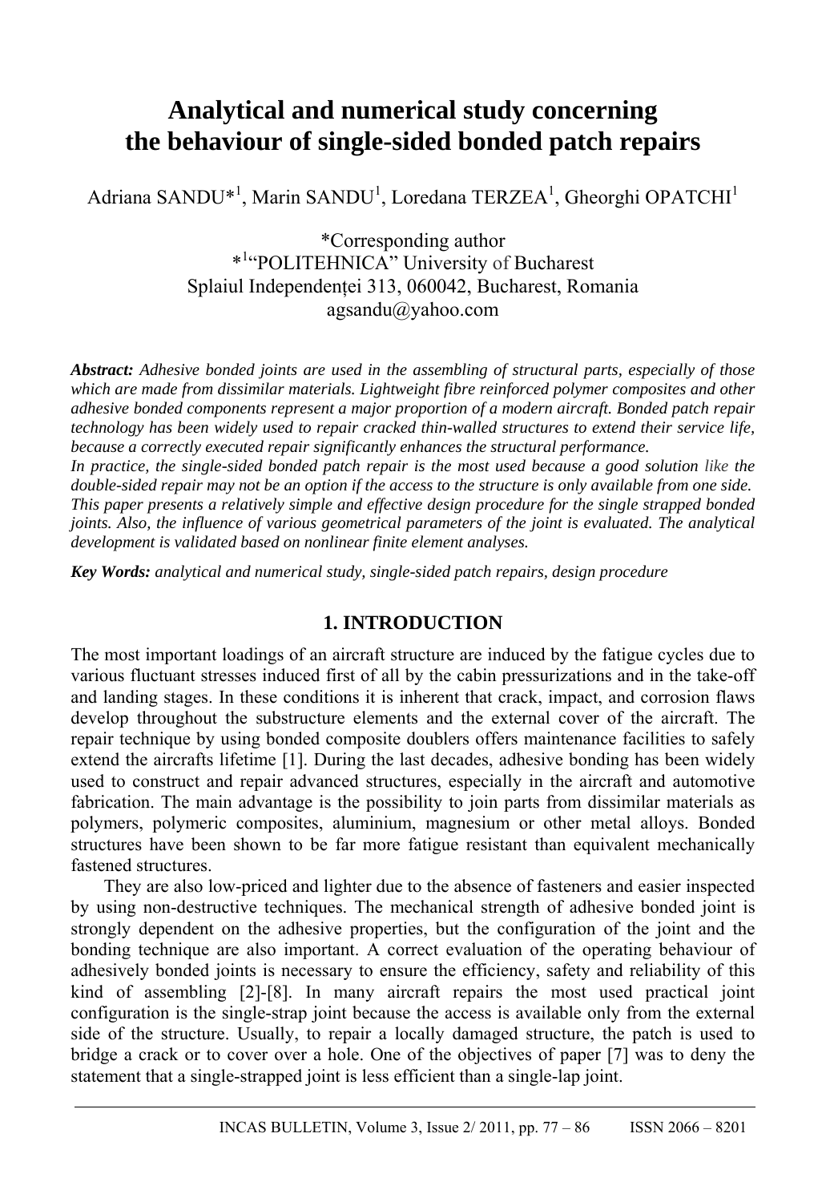# Analytical and numerical study concerning the behaviour of single-sided bonded patch repairs

Adriana SANDU*[1], Marin SANDU[1], Loredana TERZEA[1], Gheorghi OPATCHI[1]

*Corresponding author
*[1]"POLITEHNICA" University of Bucharest
Splaiul Independenței 313, 060042, Bucharest, Romania
agsandu@yahoo.com

***Abstract:*** *Adhesive bonded joints are used in the assembling of structural parts, especially of those which are made from dissimilar materials. Lightweight fibre reinforced polymer composites and other adhesive bonded components represent a major proportion of a modern aircraft. Bonded patch repair technology has been widely used to repair cracked thin-walled structures to extend their service life, because a correctly executed repair significantly enhances the structural performance.*
*In practice, the single-sided bonded patch repair is the most used because a good solution like the double-sided repair may not be an option if the access to the structure is only available from one side. This paper presents a relatively simple and effective design procedure for the single strapped bonded joints. Also, the influence of various geometrical parameters of the joint is evaluated. The analytical development is validated based on nonlinear finite element analyses.*

***Key Words:*** *analytical and numerical study, single-sided patch repairs, design procedure*

## 1. INTRODUCTION

The most important loadings of an aircraft structure are induced by the fatigue cycles due to various fluctuant stresses induced first of all by the cabin pressurizations and in the take-off and landing stages. In these conditions it is inherent that crack, impact, and corrosion flaws develop throughout the substructure elements and the external cover of the aircraft. The repair technique by using bonded composite doublers offers maintenance facilities to safely extend the aircrafts lifetime [1]. During the last decades, adhesive bonding has been widely used to construct and repair advanced structures, especially in the aircraft and automotive fabrication. The main advantage is the possibility to join parts from dissimilar materials as polymers, polymeric composites, aluminium, magnesium or other metal alloys. Bonded structures have been shown to be far more fatigue resistant than equivalent mechanically fastened structures.

They are also low-priced and lighter due to the absence of fasteners and easier inspected by using non-destructive techniques. The mechanical strength of adhesive bonded joint is strongly dependent on the adhesive properties, but the configuration of the joint and the bonding technique are also important. A correct evaluation of the operating behaviour of adhesively bonded joints is necessary to ensure the efficiency, safety and reliability of this kind of assembling [2]-[8]. In many aircraft repairs the most used practical joint configuration is the single-strap joint because the access is available only from the external side of the structure. Usually, to repair a locally damaged structure, the patch is used to bridge a crack or to cover over a hole. One of the objectives of paper [7] was to deny the statement that a single-strapped joint is less efficient than a single-lap joint.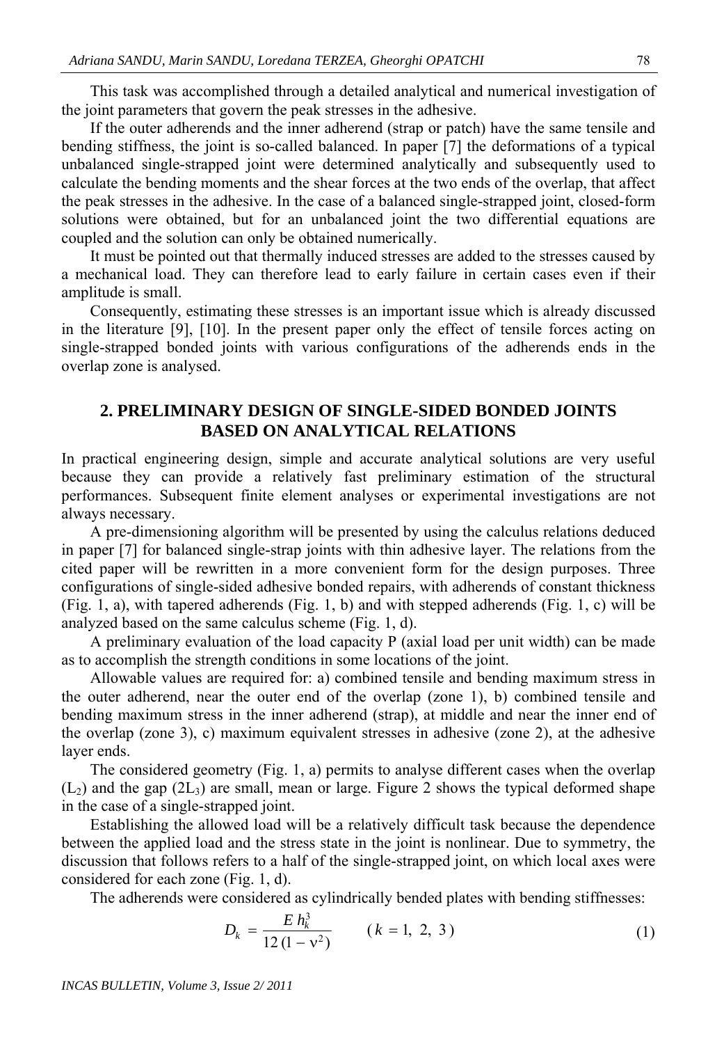This task was accomplished through a detailed analytical and numerical investigation of the joint parameters that govern the peak stresses in the adhesive.

If the outer adherends and the inner adherend (strap or patch) have the same tensile and bending stiffness, the joint is so-called balanced. In paper [7] the deformations of a typical unbalanced single-strapped joint were determined analytically and subsequently used to calculate the bending moments and the shear forces at the two ends of the overlap, that affect the peak stresses in the adhesive. In the case of a balanced single-strapped joint, closed-form solutions were obtained, but for an unbalanced joint the two differential equations are coupled and the solution can only be obtained numerically.

It must be pointed out that thermally induced stresses are added to the stresses caused by a mechanical load. They can therefore lead to early failure in certain cases even if their amplitude is small.

Consequently, estimating these stresses is an important issue which is already discussed in the literature [9], [10]. In the present paper only the effect of tensile forces acting on single-strapped bonded joints with various configurations of the adherends ends in the overlap zone is analysed.

## 2. PRELIMINARY DESIGN OF SINGLE-SIDED BONDED JOINTS BASED ON ANALYTICAL RELATIONS

In practical engineering design, simple and accurate analytical solutions are very useful because they can provide a relatively fast preliminary estimation of the structural performances. Subsequent finite element analyses or experimental investigations are not always necessary.

A pre-dimensioning algorithm will be presented by using the calculus relations deduced in paper [7] for balanced single-strap joints with thin adhesive layer. The relations from the cited paper will be rewritten in a more convenient form for the design purposes. Three configurations of single-sided adhesive bonded repairs, with adherends of constant thickness (Fig. 1, a), with tapered adherends (Fig. 1, b) and with stepped adherends (Fig. 1, c) will be analyzed based on the same calculus scheme (Fig. 1, d).

A preliminary evaluation of the load capacity P (axial load per unit width) can be made as to accomplish the strength conditions in some locations of the joint.

Allowable values are required for: a) combined tensile and bending maximum stress in the outer adherend, near the outer end of the overlap (zone 1), b) combined tensile and bending maximum stress in the inner adherend (strap), at middle and near the inner end of the overlap (zone 3), c) maximum equivalent stresses in adhesive (zone 2), at the adhesive layer ends.

The considered geometry (Fig. 1, a) permits to analyse different cases when the overlap ($L_2$) and the gap ($2L_3$) are small, mean or large. Figure 2 shows the typical deformed shape in the case of a single-strapped joint.

Establishing the allowed load will be a relatively difficult task because the dependence between the applied load and the stress state in the joint is nonlinear. Due to symmetry, the discussion that follows refers to a half of the single-strapped joint, on which local axes were considered for each zone (Fig. 1, d).

The adherends were considered as cylindrically bended plates with bending stiffnesses:

$$D_k = \frac{E\,h_k^3}{12\,(1-\nu^2)} \qquad (k = 1,\ 2,\ 3) \tag{1}$$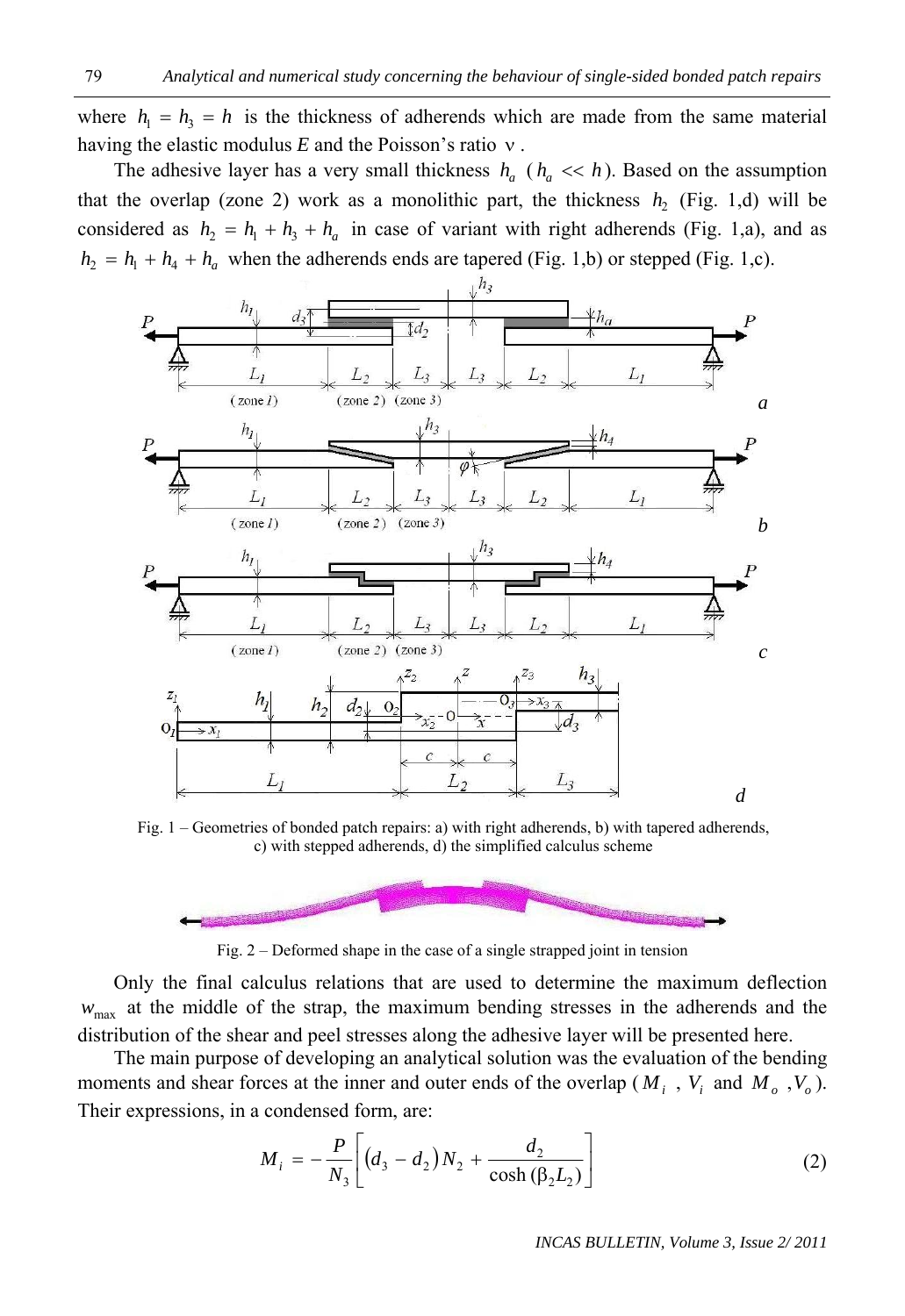where $h_1 = h_3 = h$ is the thickness of adherends which are made from the same material having the elastic modulus $E$ and the Poisson's ratio $\nu$.

The adhesive layer has a very small thickness $h_a$ ($h_a << h$). Based on the assumption that the overlap (zone 2) work as a monolithic part, the thickness $h_2$ (Fig. 1,d) will be considered as $h_2 = h_1 + h_3 + h_a$ in case of variant with right adherends (Fig. 1,a), and as $h_2 = h_1 + h_4 + h_a$ when the adherends ends are tapered (Fig. 1,b) or stepped (Fig. 1,c).

Fig. 1 – Geometries of bonded patch repairs: a) with right adherends, b) with tapered adherends, c) with stepped adherends, d) the simplified calculus scheme

Fig. 2 – Deformed shape in the case of a single strapped joint in tension

Only the final calculus relations that are used to determine the maximum deflection $w_{\max}$ at the middle of the strap, the maximum bending stresses in the adherends and the distribution of the shear and peel stresses along the adhesive layer will be presented here.

The main purpose of developing an analytical solution was the evaluation of the bending moments and shear forces at the inner and outer ends of the overlap ($M_i$, $V_i$ and $M_o$, $V_o$). Their expressions, in a condensed form, are:

$$M_i = -\frac{P}{N_3}\left[\left(d_3 - d_2\right)N_2 + \frac{d_2}{\cosh\left(\beta_2 L_2\right)}\right] \tag{2}$$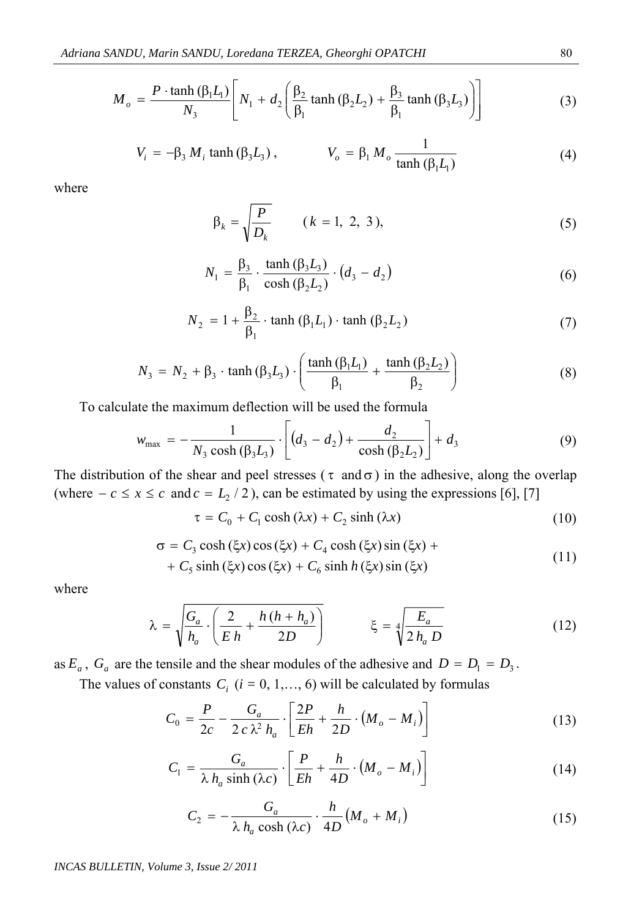$$M_o = \frac{P \cdot \tanh(\beta_1 L_1)}{N_3} \left[ N_1 + d_2 \left( \frac{\beta_2}{\beta_1} \tanh(\beta_2 L_2) + \frac{\beta_3}{\beta_1} \tanh(\beta_3 L_3) \right) \right] \tag{3}$$

$$V_i = -\beta_3 \, M_i \tanh(\beta_3 L_3), \qquad V_o = \beta_1 \, M_o \frac{1}{\tanh(\beta_1 L_1)} \tag{4}$$

where

$$\beta_k = \sqrt{\frac{P}{D_k}} \qquad (k = 1,\ 2,\ 3), \tag{5}$$

$$N_1 = \frac{\beta_3}{\beta_1} \cdot \frac{\tanh(\beta_3 L_3)}{\cosh(\beta_2 L_2)} \cdot \left( d_3 - d_2 \right) \tag{6}$$

$$N_2 = 1 + \frac{\beta_2}{\beta_1} \cdot \tanh(\beta_1 L_1) \cdot \tanh(\beta_2 L_2) \tag{7}$$

$$N_3 = N_2 + \beta_3 \cdot \tanh(\beta_3 L_3) \cdot \left( \frac{\tanh(\beta_1 L_1)}{\beta_1} + \frac{\tanh(\beta_2 L_2)}{\beta_2} \right) \tag{8}$$

To calculate the maximum deflection will be used the formula

$$w_{\max} = -\frac{1}{N_3 \cosh(\beta_3 L_3)} \cdot \left[ \left( d_3 - d_2 \right) + \frac{d_2}{\cosh(\beta_2 L_2)} \right] + d_3 \tag{9}$$

The distribution of the shear and peel stresses ($\tau$ and $\sigma$) in the adhesive, along the overlap (where $-c \le x \le c$ and $c = L_2 / 2$), can be estimated by using the expressions [6], [7]

$$\tau = C_0 + C_1 \cosh(\lambda x) + C_2 \sinh(\lambda x) \tag{10}$$

$$\begin{aligned} \sigma = {} & C_3 \cosh(\xi x) \cos(\xi x) + C_4 \cosh(\xi x) \sin(\xi x) + \\ & + C_5 \sinh(\xi x) \cos(\xi x) + C_6 \sinh h(\xi x) \sin(\xi x) \end{aligned} \tag{11}$$

where

$$\lambda = \sqrt{\frac{G_a}{h_a} \cdot \left( \frac{2}{E\,h} + \frac{h\,(h + h_a)}{2D} \right)} \qquad \xi = \sqrt[4]{\frac{E_a}{2\,h_a\,D}} \tag{12}$$

as $E_a$, $G_a$ are the tensile and the shear modules of the adhesive and $D = D_1 = D_3$.

The values of constants $C_i$ ($i = 0, 1, \ldots, 6$) will be calculated by formulas

$$C_0 = \frac{P}{2c} - \frac{G_a}{2\,c\,\lambda^2\,h_a} \cdot \left[ \frac{2P}{Eh} + \frac{h}{2D} \cdot \left( M_o - M_i \right) \right] \tag{13}$$

$$C_1 = \frac{G_a}{\lambda\,h_a \sinh(\lambda c)} \cdot \left[ \frac{P}{Eh} + \frac{h}{4D} \cdot \left( M_o - M_i \right) \right] \tag{14}$$

$$C_2 = -\frac{G_a}{\lambda\,h_a \cosh(\lambda c)} \cdot \frac{h}{4D} \left( M_o + M_i \right) \tag{15}$$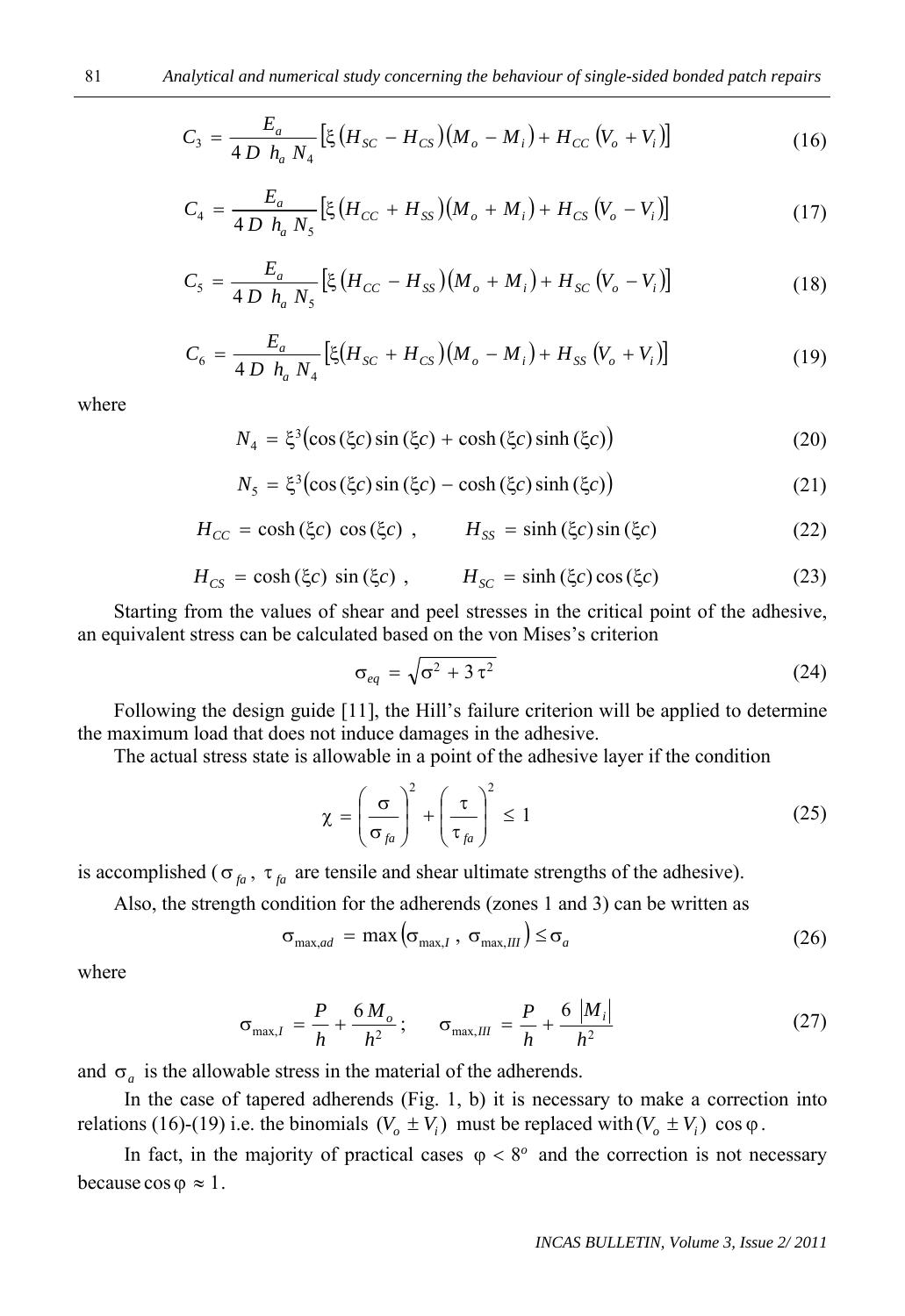$$C_3 = \frac{E_a}{4\,D\;h_a\;N_4}\left[\xi\left(H_{SC} - H_{CS}\right)\left(M_o - M_i\right) + H_{CC}\left(V_o + V_i\right)\right] \tag{16}$$

$$C_4 = \frac{E_a}{4\,D\;h_a\;N_5}\left[\xi\left(H_{CC} + H_{SS}\right)\left(M_o + M_i\right) + H_{CS}\left(V_o - V_i\right)\right] \tag{17}$$

$$C_5 = \frac{E_a}{4\,D\;h_a\;N_5}\left[\xi\left(H_{CC} - H_{SS}\right)\left(M_o + M_i\right) + H_{SC}\left(V_o - V_i\right)\right] \tag{18}$$

$$C_6 = \frac{E_a}{4\,D\;h_a\;N_4}\left[\xi\left(H_{SC} + H_{CS}\right)\left(M_o - M_i\right) + H_{SS}\left(V_o + V_i\right)\right] \tag{19}$$

where

$$N_4 = \xi^3\left(\cos(\xi c)\sin(\xi c) + \cosh(\xi c)\sinh(\xi c)\right) \tag{20}$$

$$N_5 = \xi^3\left(\cos(\xi c)\sin(\xi c) - \cosh(\xi c)\sinh(\xi c)\right) \tag{21}$$

$$H_{CC} = \cosh(\xi c)\,\cos(\xi c)\;, \qquad H_{SS} = \sinh(\xi c)\sin(\xi c) \tag{22}$$

$$H_{CS} = \cosh(\xi c)\,\sin(\xi c)\;, \qquad H_{SC} = \sinh(\xi c)\cos(\xi c) \tag{23}$$

Starting from the values of shear and peel stresses in the critical point of the adhesive, an equivalent stress can be calculated based on the von Mises's criterion

$$\sigma_{eq} = \sqrt{\sigma^2 + 3\,\tau^2} \tag{24}$$

Following the design guide [11], the Hill's failure criterion will be applied to determine the maximum load that does not induce damages in the adhesive.

The actual stress state is allowable in a point of the adhesive layer if the condition

$$\chi = \left(\frac{\sigma}{\sigma_{fa}}\right)^2 + \left(\frac{\tau}{\tau_{fa}}\right)^2 \le 1 \tag{25}$$

is accomplished ($\sigma_{fa}$, $\tau_{fa}$ are tensile and shear ultimate strengths of the adhesive).

Also, the strength condition for the adherends (zones 1 and 3) can be written as

$$\sigma_{\max,ad} = \max\left(\sigma_{\max,I}\;,\;\sigma_{\max,III}\right) \le \sigma_a \tag{26}$$

where

$$\sigma_{\max,I} = \frac{P}{h} + \frac{6\,M_o}{h^2}\;; \qquad \sigma_{\max,III} = \frac{P}{h} + \frac{6\,\left|M_i\right|}{h^2} \tag{27}$$

and $\sigma_a$ is the allowable stress in the material of the adherends.

In the case of tapered adherends (Fig. 1, b) it is necessary to make a correction into relations (16)-(19) i.e. the binomials $(V_o \pm V_i)$ must be replaced with $(V_o \pm V_i)\,\cos\varphi$.

In fact, in the majority of practical cases $\varphi < 8^o$ and the correction is not necessary because $\cos\varphi \approx 1$.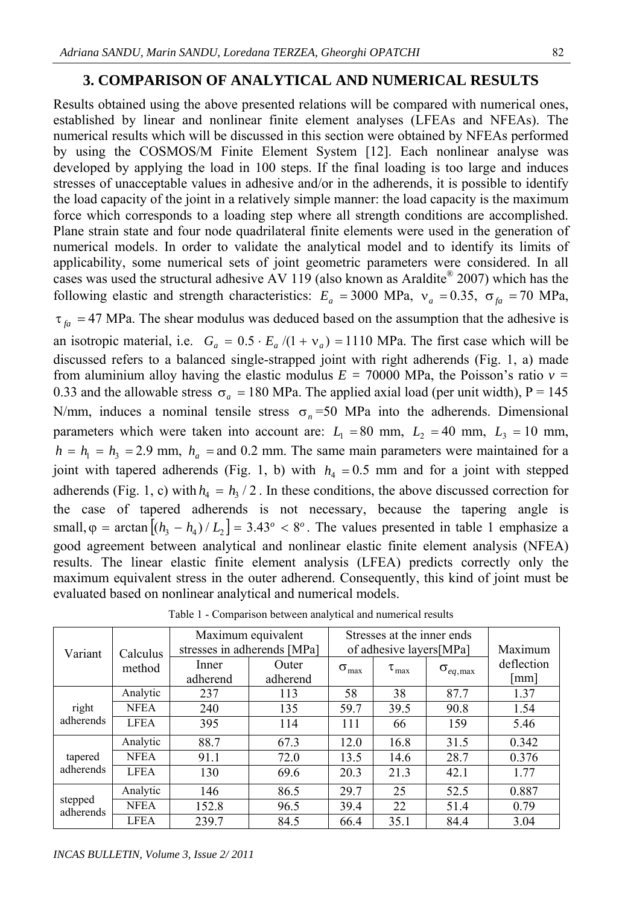## 3. COMPARISON OF ANALYTICAL AND NUMERICAL RESULTS

Results obtained using the above presented relations will be compared with numerical ones, established by linear and nonlinear finite element analyses (LFEAs and NFEAs). The numerical results which will be discussed in this section were obtained by NFEAs performed by using the COSMOS/M Finite Element System [12]. Each nonlinear analyse was developed by applying the load in 100 steps. If the final loading is too large and induces stresses of unacceptable values in adhesive and/or in the adherends, it is possible to identify the load capacity of the joint in a relatively simple manner: the load capacity is the maximum force which corresponds to a loading step where all strength conditions are accomplished. Plane strain state and four node quadrilateral finite elements were used in the generation of numerical models. In order to validate the analytical model and to identify its limits of applicability, some numerical sets of joint geometric parameters were considered. In all cases was used the structural adhesive AV 119 (also known as Araldite® 2007) which has the following elastic and strength characteristics: $E_a = 3000$ MPa, $\nu_a = 0.35$, $\sigma_{fa} = 70$ MPa, $\tau_{fa} = 47$ MPa. The shear modulus was deduced based on the assumption that the adhesive is an isotropic material, i.e. $G_a = 0.5 \cdot E_a/(1+\nu_a) = 1110$ MPa. The first case which will be discussed refers to a balanced single-strapped joint with right adherends (Fig. 1, a) made from aluminium alloy having the elastic modulus $E$ = 70000 MPa, the Poisson's ratio $\nu$ = 0.33 and the allowable stress $\sigma_a = 180$ MPa. The applied axial load (per unit width), P = 145 N/mm, induces a nominal tensile stress $\sigma_n$=50 MPa into the adherends. Dimensional parameters which were taken into account are: $L_1 = 80$ mm, $L_2 = 40$ mm, $L_3 = 10$ mm, $h = h_1 = h_3 = 2.9$ mm, $h_a =$ and 0.2 mm. The same main parameters were maintained for a joint with tapered adherends (Fig. 1, b) with $h_4 = 0.5$ mm and for a joint with stepped adherends (Fig. 1, c) with $h_4 = h_3/2$. In these conditions, the above discussed correction for the case of tapered adherends is not necessary, because the tapering angle is small, $\varphi = \arctan\left[(h_3 - h_4)/L_2\right] = 3.43^o < 8^o$. The values presented in table 1 emphasize a good agreement between analytical and nonlinear elastic finite element analysis (NFEA) results. The linear elastic finite element analysis (LFEA) predicts correctly only the maximum equivalent stress in the outer adherend. Consequently, this kind of joint must be evaluated based on nonlinear analytical and numerical models.

Table 1 - Comparison between analytical and numerical results

| Variant | Calculus method | Maximum equivalent stresses in adherends [MPa] | | Stresses at the inner ends of adhesive layers[MPa] | | | Maximum deflection [mm] |
|---|---|---|---|---|---|---|---|
| | | Inner adherend | Outer adherend | $\sigma_{max}$ | $\tau_{max}$ | $\sigma_{eq,max}$ | |
| right adherends | Analytic | 237 | 113 | 58 | 38 | 87.7 | 1.37 |
| | NFEA | 240 | 135 | 59.7 | 39.5 | 90.8 | 1.54 |
| | LFEA | 395 | 114 | 111 | 66 | 159 | 5.46 |
| tapered adherends | Analytic | 88.7 | 67.3 | 12.0 | 16.8 | 31.5 | 0.342 |
| | NFEA | 91.1 | 72.0 | 13.5 | 14.6 | 28.7 | 0.376 |
| | LFEA | 130 | 69.6 | 20.3 | 21.3 | 42.1 | 1.77 |
| stepped adherends | Analytic | 146 | 86.5 | 29.7 | 25 | 52.5 | 0.887 |
| | NFEA | 152.8 | 96.5 | 39.4 | 22 | 51.4 | 0.79 |
| | LFEA | 239.7 | 84.5 | 66.4 | 35.1 | 84.4 | 3.04 |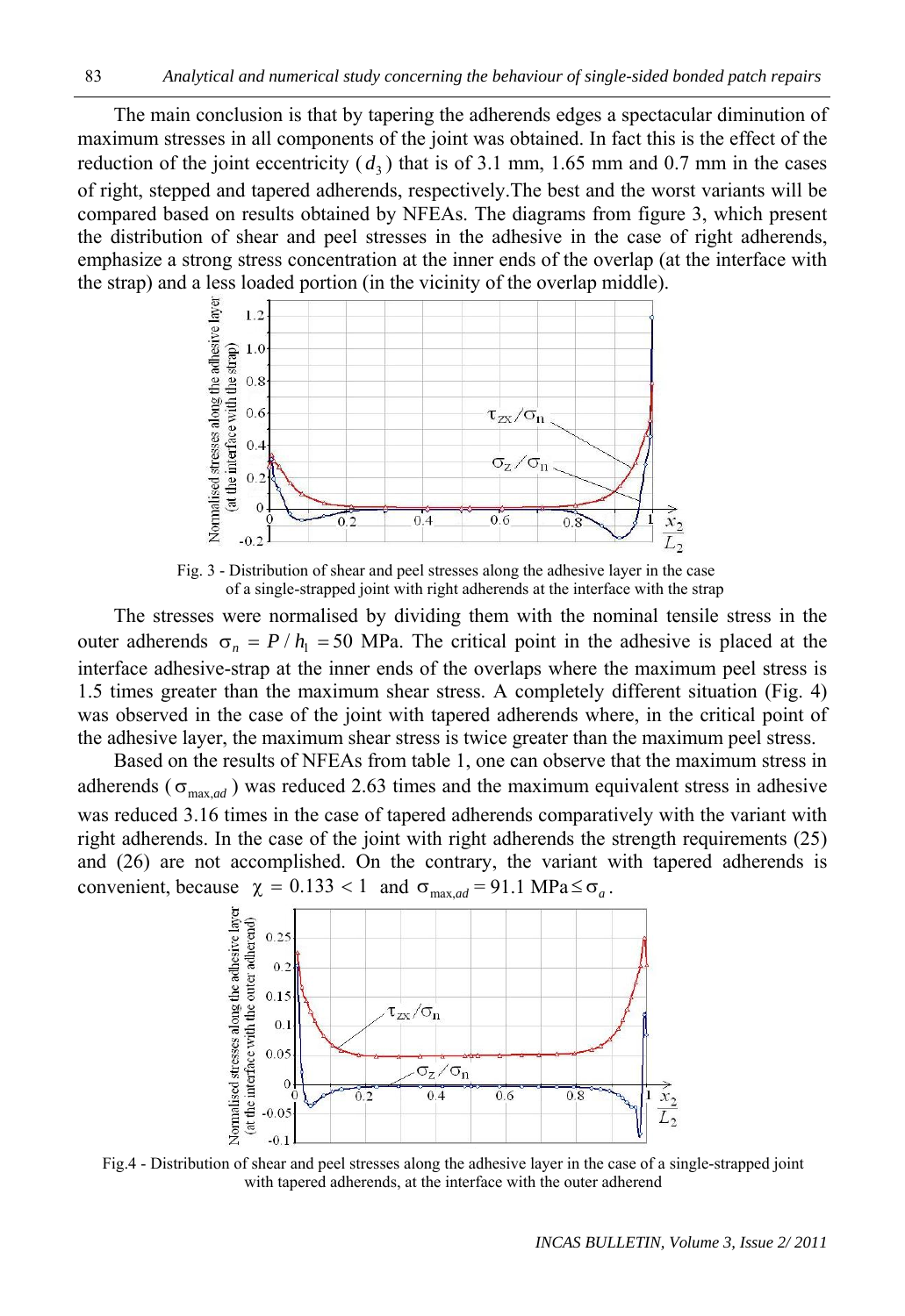The main conclusion is that by tapering the adherends edges a spectacular diminution of maximum stresses in all components of the joint was obtained. In fact this is the effect of the reduction of the joint eccentricity ($d_3$) that is of 3.1 mm, 1.65 mm and 0.7 mm in the cases of right, stepped and tapered adherends, respectively.The best and the worst variants will be compared based on results obtained by NFEAs. The diagrams from figure 3, which present the distribution of shear and peel stresses in the adhesive in the case of right adherends, emphasize a strong stress concentration at the inner ends of the overlap (at the interface with the strap) and a less loaded portion (in the vicinity of the overlap middle).

Fig. 3 - Distribution of shear and peel stresses along the adhesive layer in the case of a single-strapped joint with right adherends at the interface with the strap

The stresses were normalised by dividing them with the nominal tensile stress in the outer adherends $\sigma_n = P / h_1 = 50$ MPa. The critical point in the adhesive is placed at the interface adhesive-strap at the inner ends of the overlaps where the maximum peel stress is 1.5 times greater than the maximum shear stress. A completely different situation (Fig. 4) was observed in the case of the joint with tapered adherends where, in the critical point of the adhesive layer, the maximum shear stress is twice greater than the maximum peel stress.

Based on the results of NFEAs from table 1, one can observe that the maximum stress in adherends ($\sigma_{\max,ad}$) was reduced 2.63 times and the maximum equivalent stress in adhesive was reduced 3.16 times in the case of tapered adherends comparatively with the variant with right adherends. In the case of the joint with right adherends the strength requirements (25) and (26) are not accomplished. On the contrary, the variant with tapered adherends is convenient, because $\chi = 0.133 < 1$ and $\sigma_{\max,ad} = 91.1 \text{ MPa} \leq \sigma_a$.

Fig.4 - Distribution of shear and peel stresses along the adhesive layer in the case of a single-strapped joint with tapered adherends, at the interface with the outer adherend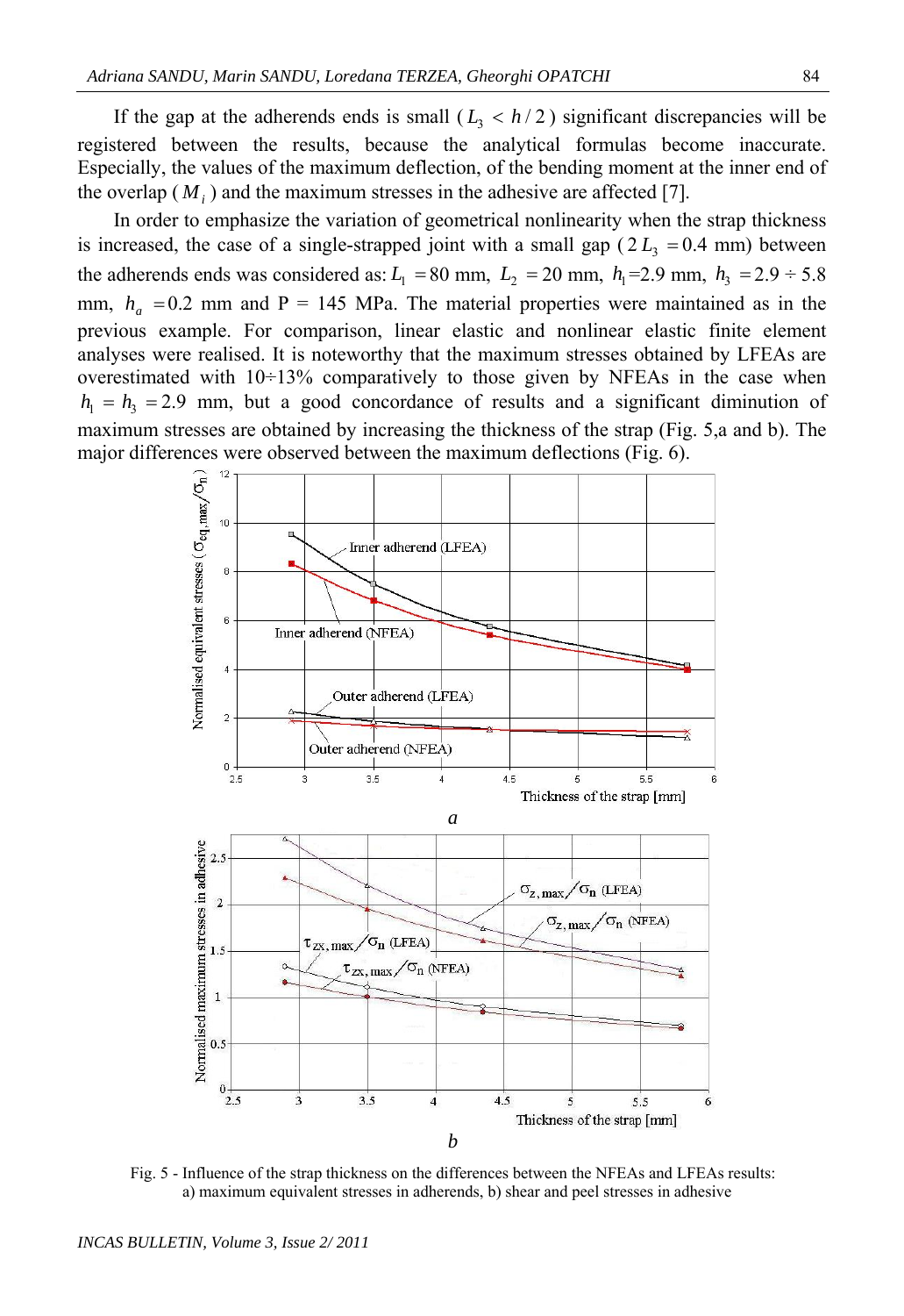If the gap at the adherends ends is small ( $L_3 < h/2$ ) significant discrepancies will be registered between the results, because the analytical formulas become inaccurate. Especially, the values of the maximum deflection, of the bending moment at the inner end of the overlap ( $M_i$ ) and the maximum stresses in the adhesive are affected [7].

In order to emphasize the variation of geometrical nonlinearity when the strap thickness is increased, the case of a single-strapped joint with a small gap ( $2L_3 = 0.4$ mm) between the adherends ends was considered as: $L_1 = 80$ mm, $L_2 = 20$ mm, $h_1$=2.9 mm, $h_3 = 2.9 \div 5.8$ mm, $h_a = 0.2$ mm and P = 145 MPa. The material properties were maintained as in the previous example. For comparison, linear elastic and nonlinear elastic finite element analyses were realised. It is noteworthy that the maximum stresses obtained by LFEAs are overestimated with 10÷13% comparatively to those given by NFEAs in the case when $h_1 = h_3 = 2.9$ mm, but a good concordance of results and a significant diminution of maximum stresses are obtained by increasing the thickness of the strap (Fig. 5,a and b). The major differences were observed between the maximum deflections (Fig. 6).

*a*

*b*

Fig. 5 - Influence of the strap thickness on the differences between the NFEAs and LFEAs results: a) maximum equivalent stresses in adherends, b) shear and peel stresses in adhesive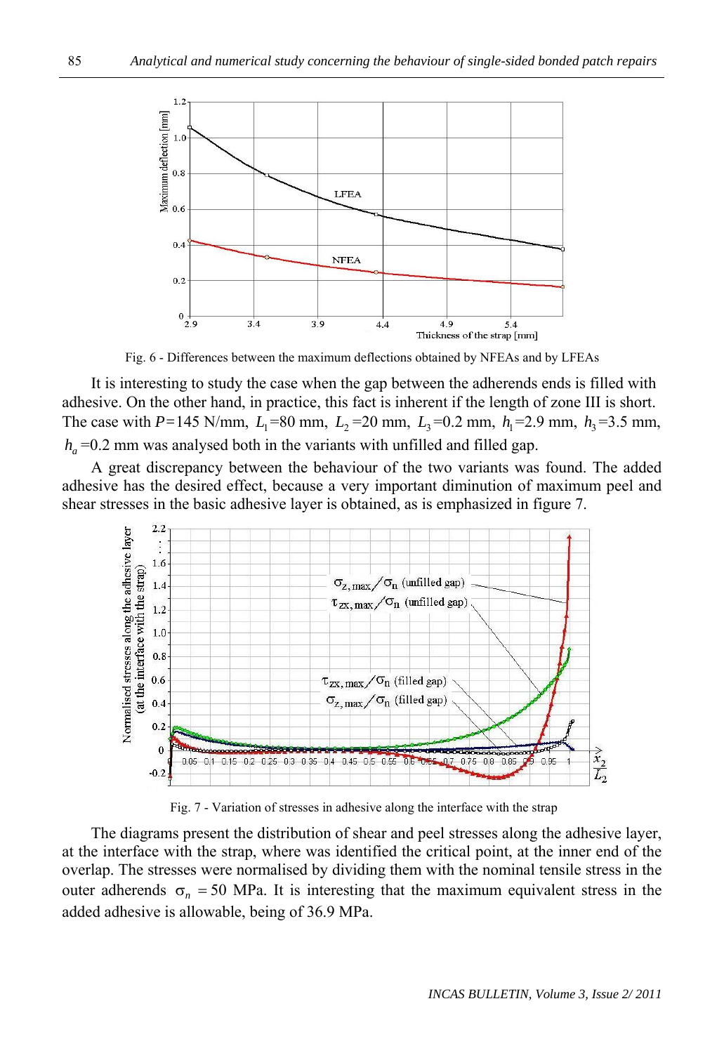Fig. 6 - Differences between the maximum deflections obtained by NFEAs and by LFEAs

It is interesting to study the case when the gap between the adherends ends is filled with adhesive. On the other hand, in practice, this fact is inherent if the length of zone III is short. The case with $P$=145 N/mm, $L_1$=80 mm, $L_2$=20 mm, $L_3$=0.2 mm, $h_1$=2.9 mm, $h_3$=3.5 mm, $h_a$=0.2 mm was analysed both in the variants with unfilled and filled gap.

A great discrepancy between the behaviour of the two variants was found. The added adhesive has the desired effect, because a very important diminution of maximum peel and shear stresses in the basic adhesive layer is obtained, as is emphasized in figure 7.

Fig. 7 - Variation of stresses in adhesive along the interface with the strap

The diagrams present the distribution of shear and peel stresses along the adhesive layer, at the interface with the strap, where was identified the critical point, at the inner end of the overlap. The stresses were normalised by dividing them with the nominal tensile stress in the outer adherends $\sigma_n = 50$ MPa. It is interesting that the maximum equivalent stress in the added adhesive is allowable, being of 36.9 MPa.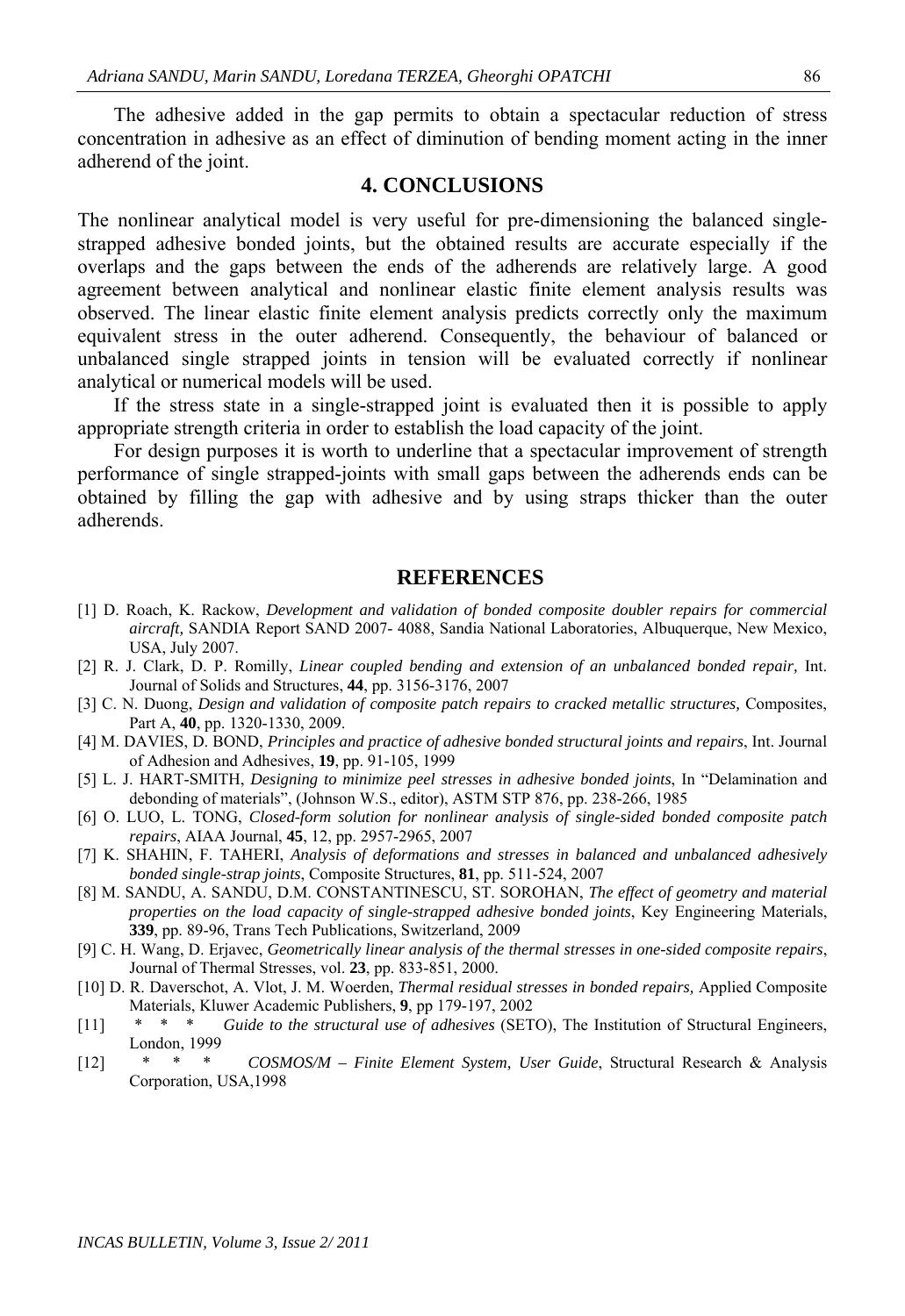The adhesive added in the gap permits to obtain a spectacular reduction of stress concentration in adhesive as an effect of diminution of bending moment acting in the inner adherend of the joint.

## 4. CONCLUSIONS

The nonlinear analytical model is very useful for pre-dimensioning the balanced single-strapped adhesive bonded joints, but the obtained results are accurate especially if the overlaps and the gaps between the ends of the adherends are relatively large. A good agreement between analytical and nonlinear elastic finite element analysis results was observed. The linear elastic finite element analysis predicts correctly only the maximum equivalent stress in the outer adherend. Consequently, the behaviour of balanced or unbalanced single strapped joints in tension will be evaluated correctly if nonlinear analytical or numerical models will be used.

If the stress state in a single-strapped joint is evaluated then it is possible to apply appropriate strength criteria in order to establish the load capacity of the joint.

For design purposes it is worth to underline that a spectacular improvement of strength performance of single strapped-joints with small gaps between the adherends ends can be obtained by filling the gap with adhesive and by using straps thicker than the outer adherends.

## REFERENCES

[1] D. Roach, K. Rackow, *Development and validation of bonded composite doubler repairs for commercial aircraft,* SANDIA Report SAND 2007- 4088, Sandia National Laboratories, Albuquerque, New Mexico, USA, July 2007.

[2] R. J. Clark, D. P. Romilly, *Linear coupled bending and extension of an unbalanced bonded repair,* Int. Journal of Solids and Structures, **44**, pp. 3156-3176, 2007

[3] C. N. Duong, *Design and validation of composite patch repairs to cracked metallic structures,* Composites, Part A, **40**, pp. 1320-1330, 2009.

[4] M. DAVIES, D. BOND, *Principles and practice of adhesive bonded structural joints and repairs*, Int. Journal of Adhesion and Adhesives, **19**, pp. 91-105, 1999

[5] L. J. HART-SMITH, *Designing to minimize peel stresses in adhesive bonded joints*, In "Delamination and debonding of materials", (Johnson W.S., editor), ASTM STP 876, pp. 238-266, 1985

[6] O. LUO, L. TONG, *Closed-form solution for nonlinear analysis of single-sided bonded composite patch repairs*, AIAA Journal, **45**, 12, pp. 2957-2965, 2007

[7] K. SHAHIN, F. TAHERI, *Analysis of deformations and stresses in balanced and unbalanced adhesively bonded single-strap joints*, Composite Structures, **81**, pp. 511-524, 2007

[8] M. SANDU, A. SANDU, D.M. CONSTANTINESCU, ST. SOROHAN, *The effect of geometry and material properties on the load capacity of single-strapped adhesive bonded joints*, Key Engineering Materials, **339**, pp. 89-96, Trans Tech Publications, Switzerland, 2009

[9] C. H. Wang, D. Erjavec, *Geometrically linear analysis of the thermal stresses in one-sided composite repairs*, Journal of Thermal Stresses, vol. **23**, pp. 833-851, 2000.

[10] D. R. Daverschot, A. Vlot, J. M. Woerden, *Thermal residual stresses in bonded repairs,* Applied Composite Materials, Kluwer Academic Publishers, **9**, pp 179-197, 2002

[11] * * * *Guide to the structural use of adhesives* (SETO), The Institution of Structural Engineers, London, 1999

[12] * * * *COSMOS/M – Finite Element System, User Guide*, Structural Research & Analysis Corporation, USA,1998